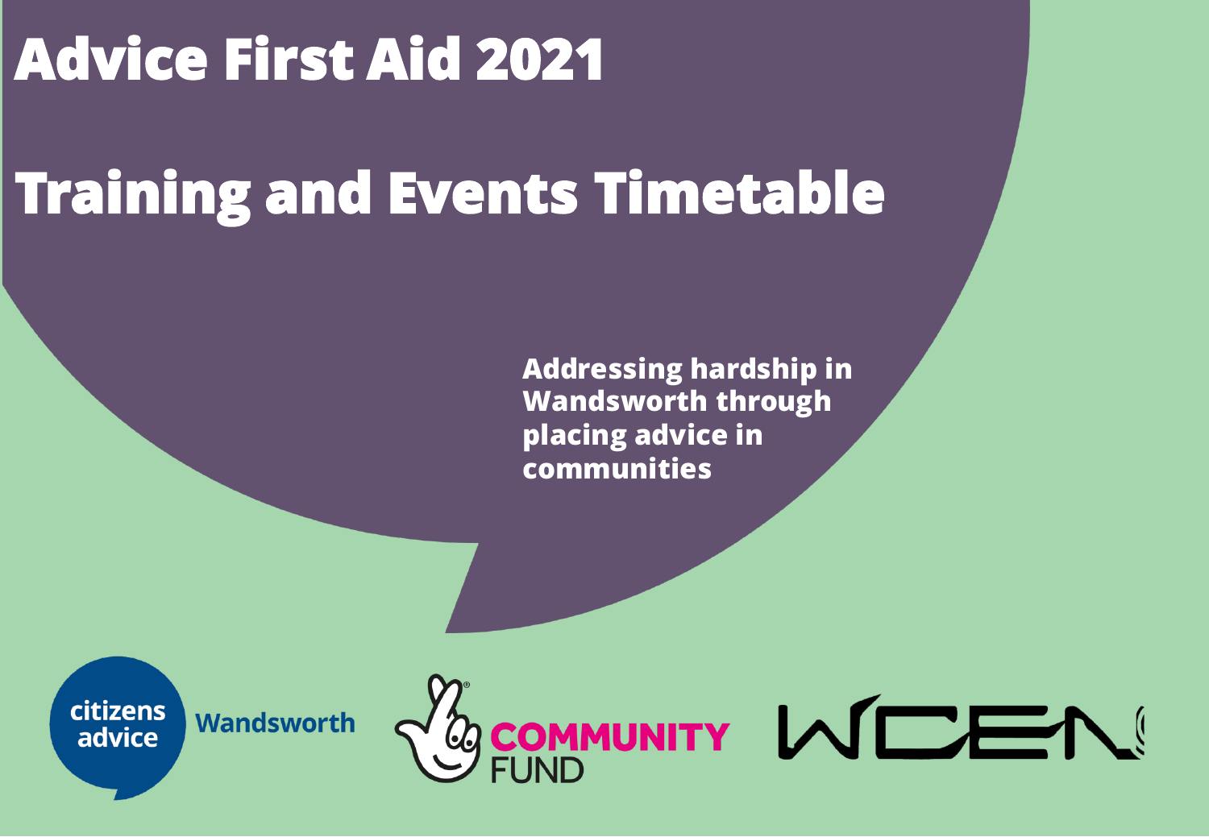# Advice First Aid 2021

# Training and Events Timetable

**Addressing hardship in Wandsworth through placing advice in communities**

citizens advice Wandsworth

COMMUNITY FUND

WCEN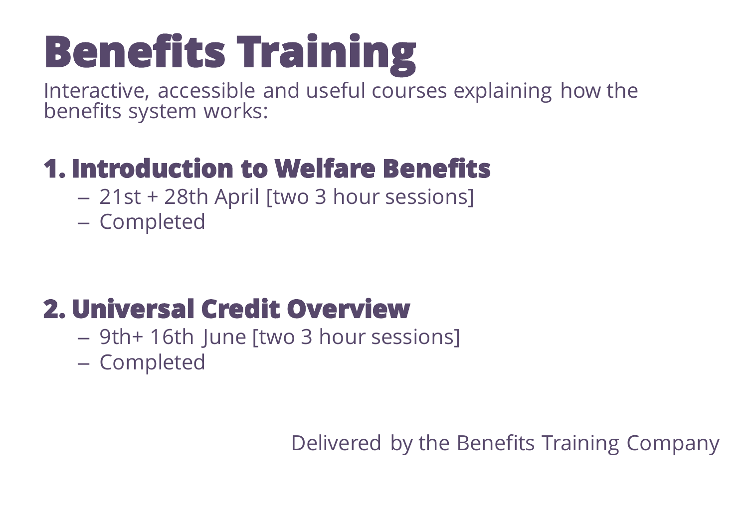# Benefits Training

Interactive, accessible and useful courses explaining how the benefits system works:

## 1. Introduction to Welfare Benefits

- 21st + 28th April [two 3 hour sessions]
- Completed

## 2. Universal Credit Overview

- 9th+ 16th June [two 3 hour sessions]
- Completed

Delivered by the Benefits Training Company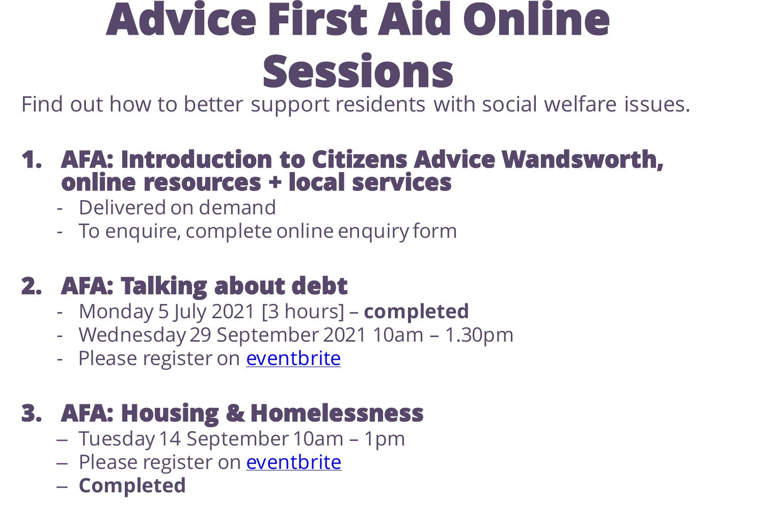# Advice First Aid Online Sessions

Find out how to better support residents with social welfare issues.

## 1. AFA: Introduction to Citizens Advice Wandsworth, online resources + local services

- Delivered on demand
- To enquire, complete online enquiry form

## 2. AFA: Talking about debt

- Monday 5 July 2021 [3 hours] – **completed**
- Wednesday 29 September 2021 10am – 1.30pm
- Please register on eventbrite

## 3. AFA: Housing & Homelessness

- Tuesday 14 September 10am – 1pm
- Please register on eventbrite
- **Completed**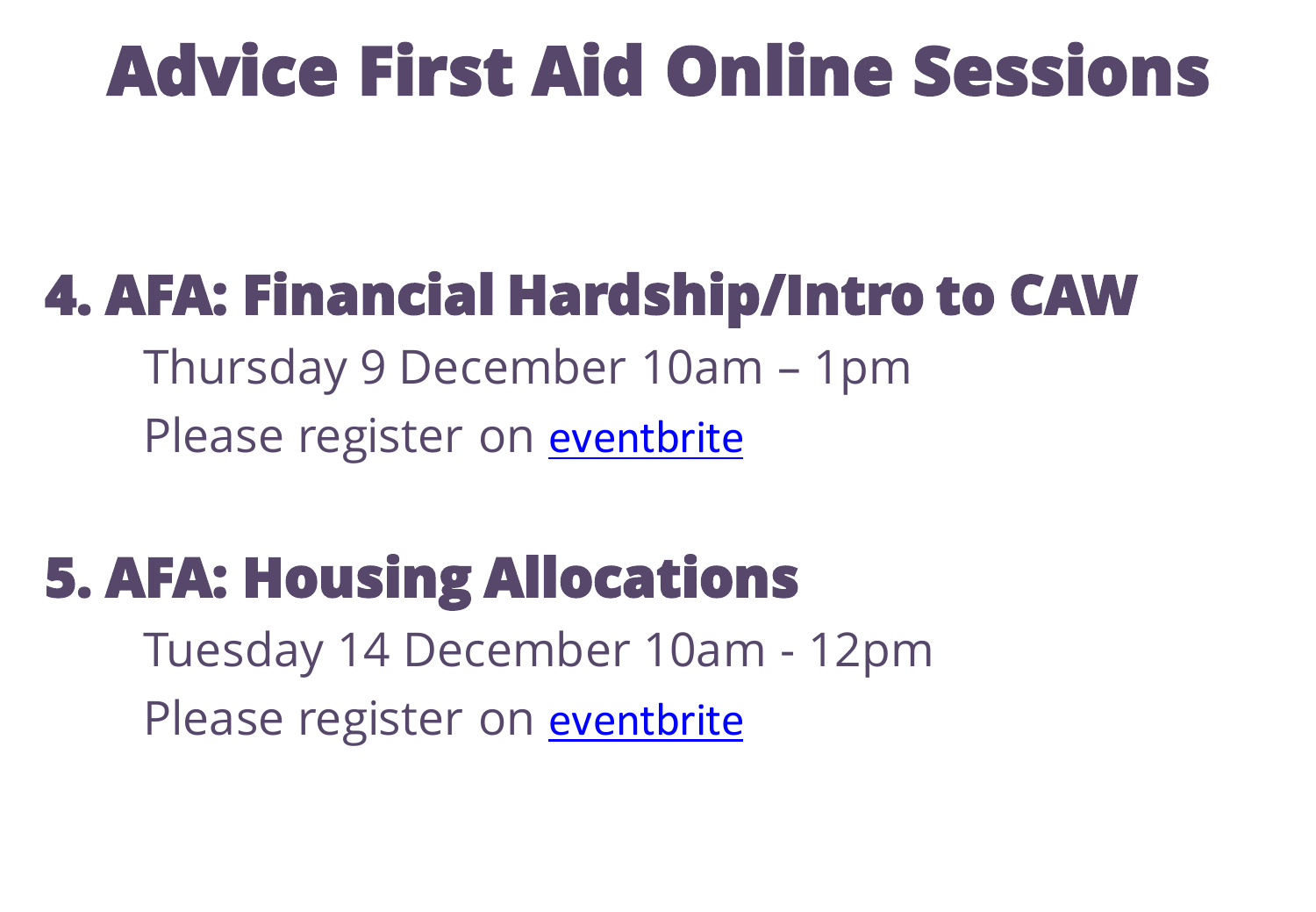# Advice First Aid Online Sessions

## 4. AFA: Financial Hardship/Intro to CAW

Thursday 9 December 10am – 1pm

Please register on eventbrite

## 5. AFA: Housing Allocations

Tuesday 14 December 10am - 12pm

Please register on eventbrite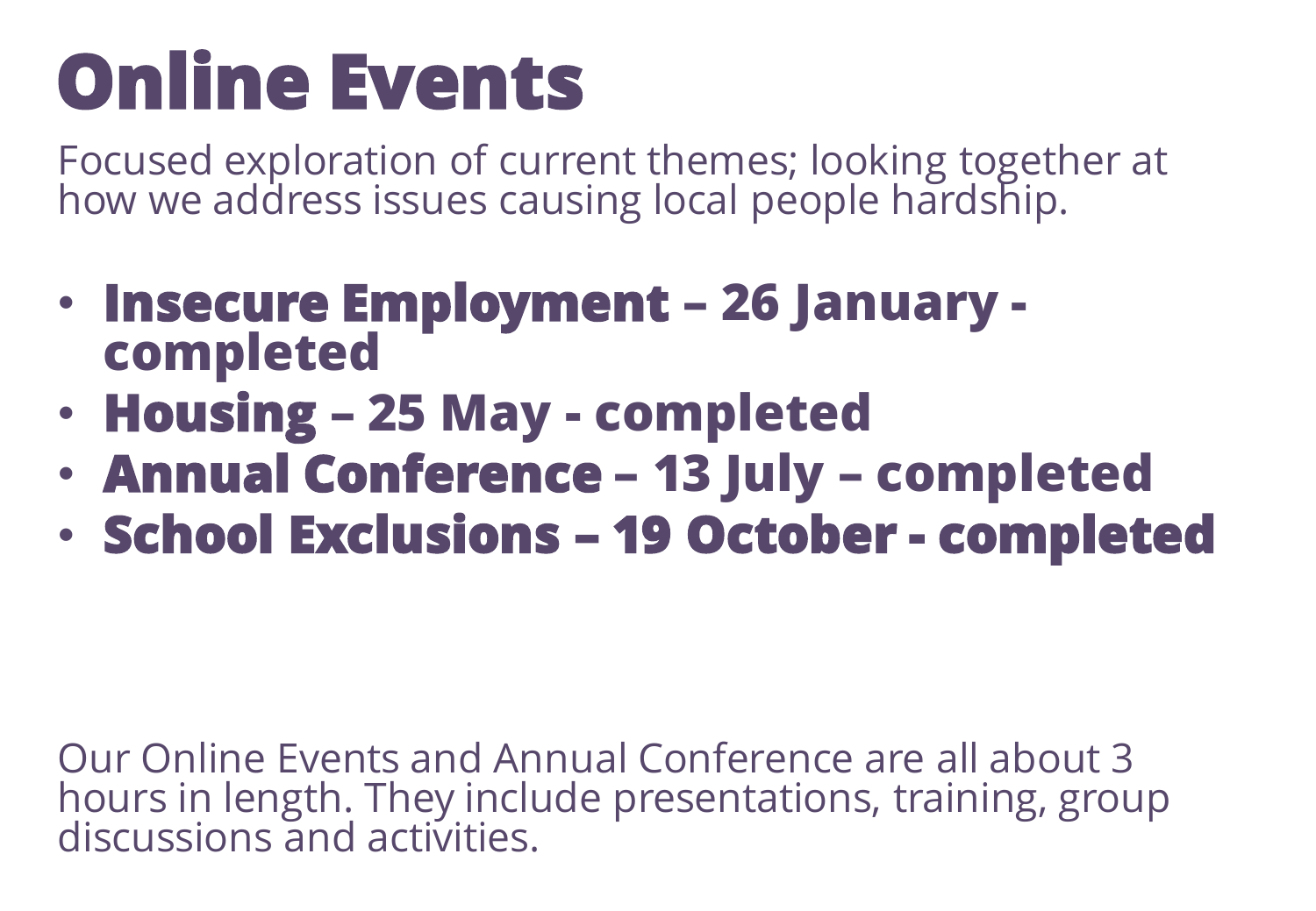# Online Events

Focused exploration of current themes; looking together at how we address issues causing local people hardship.

- **Insecure Employment – 26 January - completed**
- **Housing – 25 May - completed**
- **Annual Conference – 13 July – completed**
- **School Exclusions – 19 October - completed**

Our Online Events and Annual Conference are all about 3 hours in length. They include presentations, training, group discussions and activities.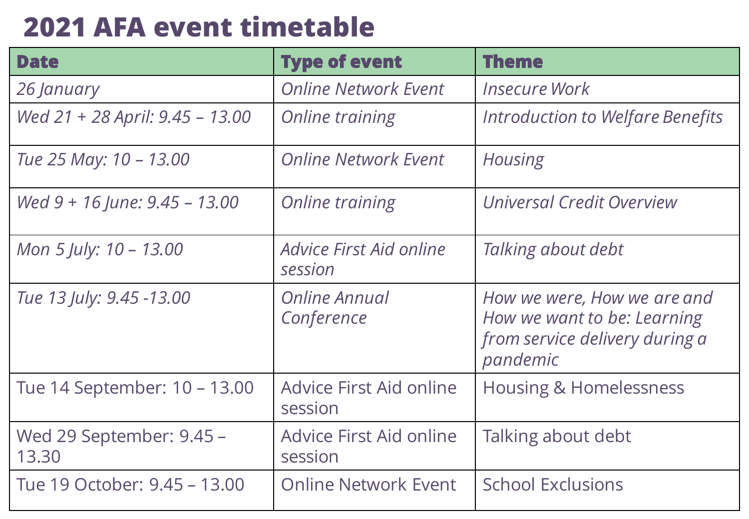## 2021 AFA event timetable

| Date | Type of event | Theme |
|---|---|---|
| *26 January* | *Online Network Event* | *Insecure Work* |
| *Wed 21 + 28 April: 9.45 – 13.00* | *Online training* | *Introduction to Welfare Benefits* |
| *Tue 25 May: 10 – 13.00* | *Online Network Event* | *Housing* |
| *Wed 9 + 16 June: 9.45 – 13.00* | *Online training* | *Universal Credit Overview* |
| *Mon 5 July: 10 – 13.00* | *Advice First Aid online session* | *Talking about debt* |
| *Tue 13 July: 9.45 -13.00* | *Online Annual Conference* | *How we were, How we are and How we want to be: Learning from service delivery during a pandemic* |
| Tue 14 September: 10 – 13.00 | Advice First Aid online session | Housing & Homelessness |
| Wed 29 September: 9.45 – 13.30 | Advice First Aid online session | Talking about debt |
| Tue 19 October: 9.45 – 13.00 | Online Network Event | School Exclusions |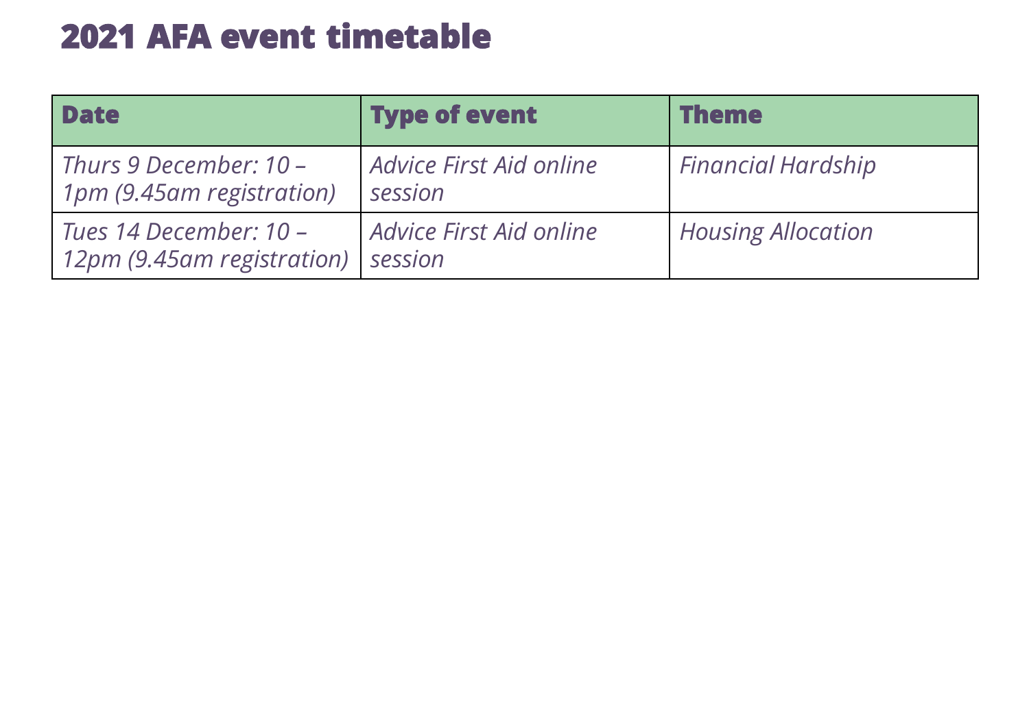# 2021 AFA event timetable

| Date | Type of event | Theme |
|---|---|---|
| *Thurs 9 December: 10 – 1pm (9.45am registration)* | *Advice First Aid online session* | *Financial Hardship* |
| *Tues 14 December: 10 – 12pm (9.45am registration)* | *Advice First Aid online session* | *Housing Allocation* |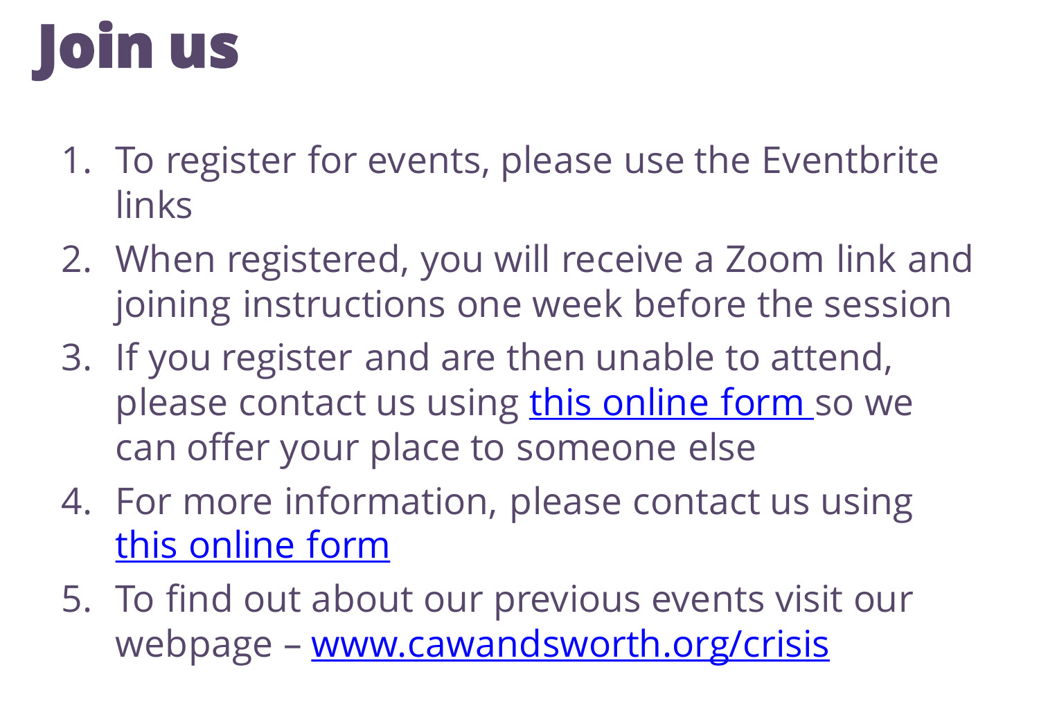# Join us

1. To register for events, please use the Eventbrite links
2. When registered, you will receive a Zoom link and joining instructions one week before the session
3. If you register and are then unable to attend, please contact us using this online form so we can offer your place to someone else
4. For more information, please contact us using this online form
5. To find out about our previous events visit our webpage – www.cawandsworth.org/crisis